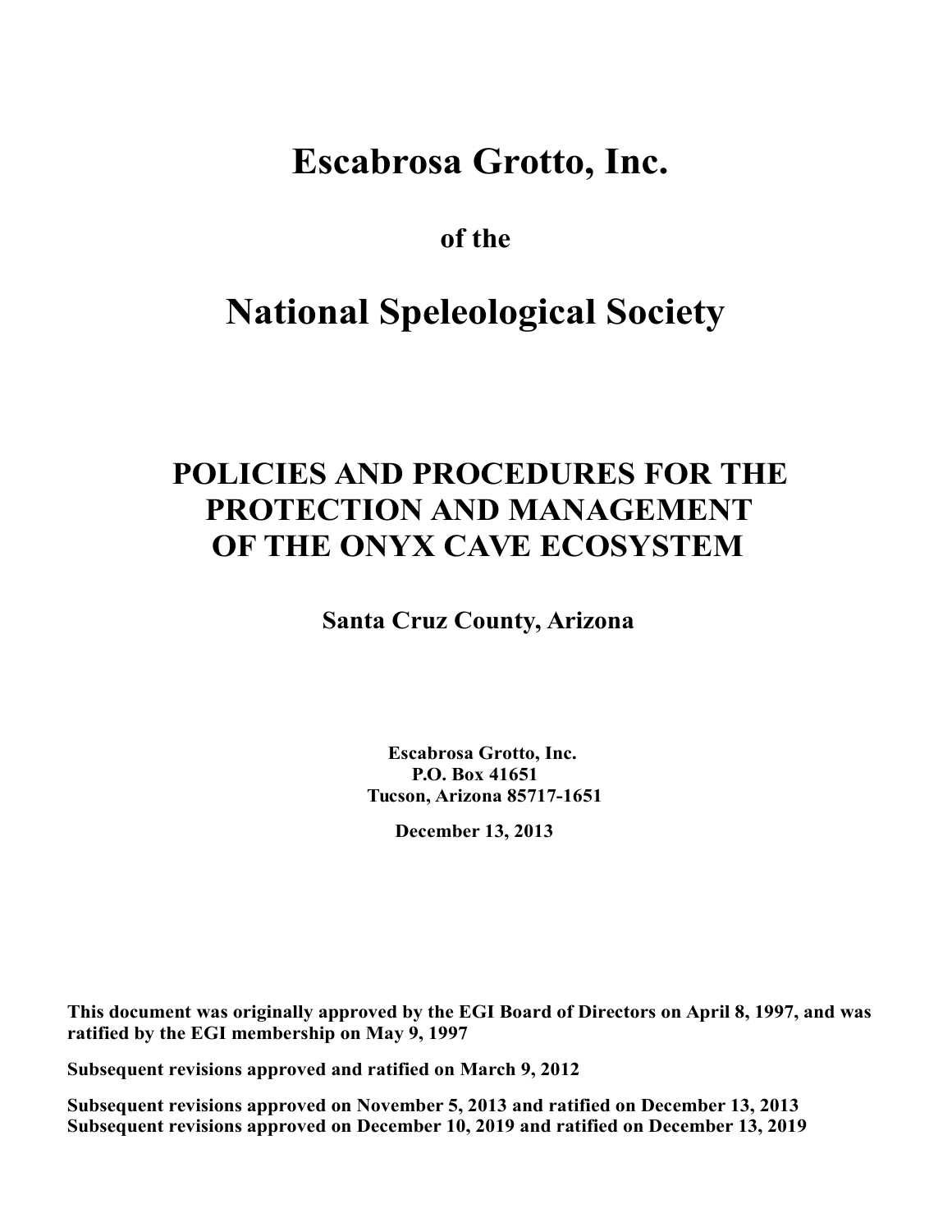# Escabrosa Grotto, Inc.

**of the**

# National Speleological Society

## POLICIES AND PROCEDURES FOR THE PROTECTION AND MANAGEMENT OF THE ONYX CAVE ECOSYSTEM

**Santa Cruz County, Arizona**

**Escabrosa Grotto, Inc.**
**P.O. Box 41651**
**Tucson, Arizona 85717-1651**

**December 13, 2013**

**This document was originally approved by the EGI Board of Directors on April 8, 1997, and was ratified by the EGI membership on May 9, 1997**

**Subsequent revisions approved and ratified on March 9, 2012**

**Subsequent revisions approved on November 5, 2013 and ratified on December 13, 2013**
**Subsequent revisions approved on December 10, 2019 and ratified on December 13, 2019**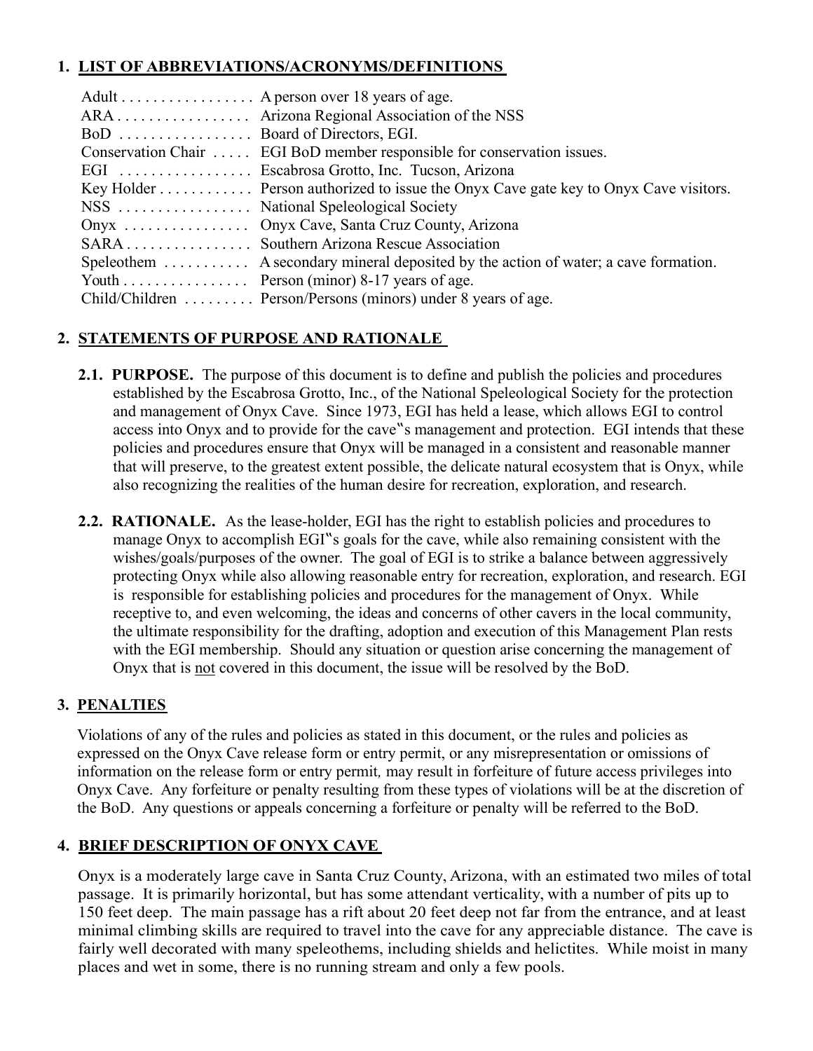## 1. LIST OF ABBREVIATIONS/ACRONYMS/DEFINITIONS

| Term | Definition |
|---|---|
| Adult | A person over 18 years of age. |
| ARA | Arizona Regional Association of the NSS |
| BoD | Board of Directors, EGI. |
| Conservation Chair | EGI BoD member responsible for conservation issues. |
| EGI | Escabrosa Grotto, Inc. Tucson, Arizona |
| Key Holder | Person authorized to issue the Onyx Cave gate key to Onyx Cave visitors. |
| NSS | National Speleological Society |
| Onyx | Onyx Cave, Santa Cruz County, Arizona |
| SARA | Southern Arizona Rescue Association |
| Speleothem | A secondary mineral deposited by the action of water; a cave formation. |
| Youth | Person (minor) 8-17 years of age. |
| Child/Children | Person/Persons (minors) under 8 years of age. |

## 2. STATEMENTS OF PURPOSE AND RATIONALE

**2.1. PURPOSE.** The purpose of this document is to define and publish the policies and procedures established by the Escabrosa Grotto, Inc., of the National Speleological Society for the protection and management of Onyx Cave. Since 1973, EGI has held a lease, which allows EGI to control access into Onyx and to provide for the cave�much;s management and protection. EGI intends that these policies and procedures ensure that Onyx will be managed in a consistent and reasonable manner that will preserve, to the greatest extent possible, the delicate natural ecosystem that is Onyx, while also recognizing the realities of the human desire for recreation, exploration, and research.

**2.2. RATIONALE.** As the lease-holder, EGI has the right to establish policies and procedures to manage Onyx to accomplish EGI‟s goals for the cave, while also remaining consistent with the wishes/goals/purposes of the owner. The goal of EGI is to strike a balance between aggressively protecting Onyx while also allowing reasonable entry for recreation, exploration, and research. EGI is responsible for establishing policies and procedures for the management of Onyx. While receptive to, and even welcoming, the ideas and concerns of other cavers in the local community, the ultimate responsibility for the drafting, adoption and execution of this Management Plan rests with the EGI membership. Should any situation or question arise concerning the management of Onyx that is <u>not</u> covered in this document, the issue will be resolved by the BoD.

## 3. PENALTIES

Violations of any of the rules and policies as stated in this document, or the rules and policies as expressed on the Onyx Cave release form or entry permit, or any misrepresentation or omissions of information on the release form or entry permit, may result in forfeiture of future access privileges into Onyx Cave. Any forfeiture or penalty resulting from these types of violations will be at the discretion of the BoD. Any questions or appeals concerning a forfeiture or penalty will be referred to the BoD.

## 4. BRIEF DESCRIPTION OF ONYX CAVE

Onyx is a moderately large cave in Santa Cruz County, Arizona, with an estimated two miles of total passage. It is primarily horizontal, but has some attendant verticality, with a number of pits up to 150 feet deep. The main passage has a rift about 20 feet deep not far from the entrance, and at least minimal climbing skills are required to travel into the cave for any appreciable distance. The cave is fairly well decorated with many speleothems, including shields and helictites. While moist in many places and wet in some, there is no running stream and only a few pools.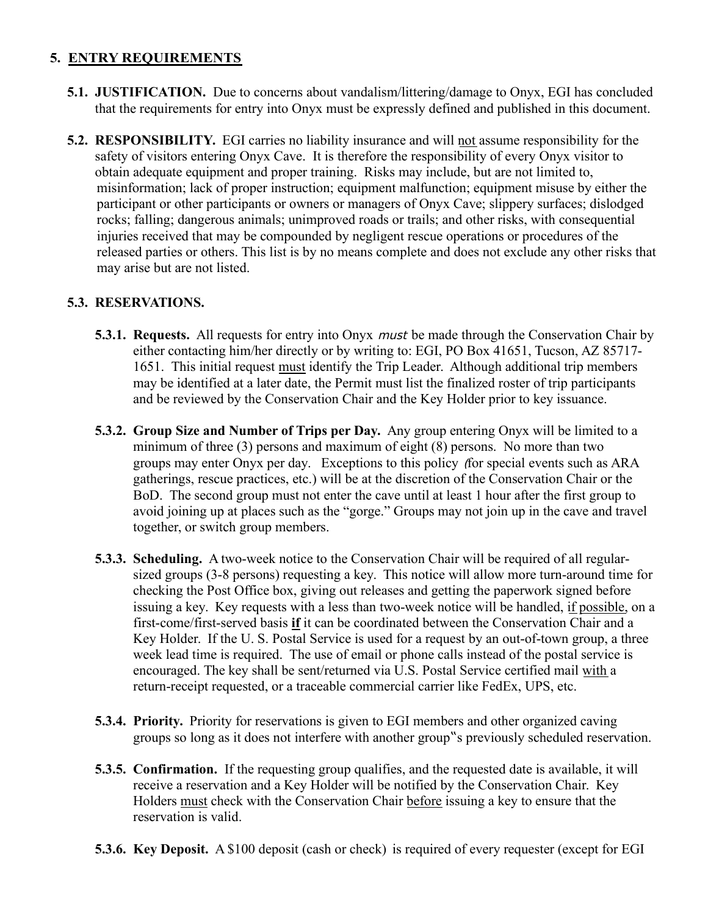## 5. ENTRY REQUIREMENTS

**5.1. JUSTIFICATION.** Due to concerns about vandalism/littering/damage to Onyx, EGI has concluded that the requirements for entry into Onyx must be expressly defined and published in this document.

**5.2. RESPONSIBILITY.** EGI carries no liability insurance and will not assume responsibility for the safety of visitors entering Onyx Cave. It is therefore the responsibility of every Onyx visitor to obtain adequate equipment and proper training. Risks may include, but are not limited to, misinformation; lack of proper instruction; equipment malfunction; equipment misuse by either the participant or other participants or owners or managers of Onyx Cave; slippery surfaces; dislodged rocks; falling; dangerous animals; unimproved roads or trails; and other risks, with consequential injuries received that may be compounded by negligent rescue operations or procedures of the released parties or others. This list is by no means complete and does not exclude any other risks that may arise but are not listed.

### 5.3. RESERVATIONS.

**5.3.1. Requests.** All requests for entry into Onyx *must* be made through the Conservation Chair by either contacting him/her directly or by writing to: EGI, PO Box 41651, Tucson, AZ 85717-1651. This initial request must identify the Trip Leader. Although additional trip members may be identified at a later date, the Permit must list the finalized roster of trip participants and be reviewed by the Conservation Chair and the Key Holder prior to key issuance.

**5.3.2. Group Size and Number of Trips per Day.** Any group entering Onyx will be limited to a minimum of three (3) persons and maximum of eight (8) persons. No more than two groups may enter Onyx per day. Exceptions to this policy (for special events such as ARA gatherings, rescue practices, etc.) will be at the discretion of the Conservation Chair or the BoD. The second group must not enter the cave until at least 1 hour after the first group to avoid joining up at places such as the "gorge." Groups may not join up in the cave and travel together, or switch group members.

**5.3.3. Scheduling.** A two-week notice to the Conservation Chair will be required of all regular-sized groups (3-8 persons) requesting a key. This notice will allow more turn-around time for checking the Post Office box, giving out releases and getting the paperwork signed before issuing a key. Key requests with a less than two-week notice will be handled, if possible, on a first-come/first-served basis **if** it can be coordinated between the Conservation Chair and a Key Holder. If the U. S. Postal Service is used for a request by an out-of-town group, a three week lead time is required. The use of email or phone calls instead of the postal service is encouraged. The key shall be sent/returned via U.S. Postal Service certified mail with a return-receipt requested, or a traceable commercial carrier like FedEx, UPS, etc.

**5.3.4. Priority.** Priority for reservations is given to EGI members and other organized caving groups so long as it does not interfere with another group"s previously scheduled reservation.

**5.3.5. Confirmation.** If the requesting group qualifies, and the requested date is available, it will receive a reservation and a Key Holder will be notified by the Conservation Chair. Key Holders must check with the Conservation Chair before issuing a key to ensure that the reservation is valid.

**5.3.6. Key Deposit.** A $100 deposit (cash or check) is required of every requester (except for EGI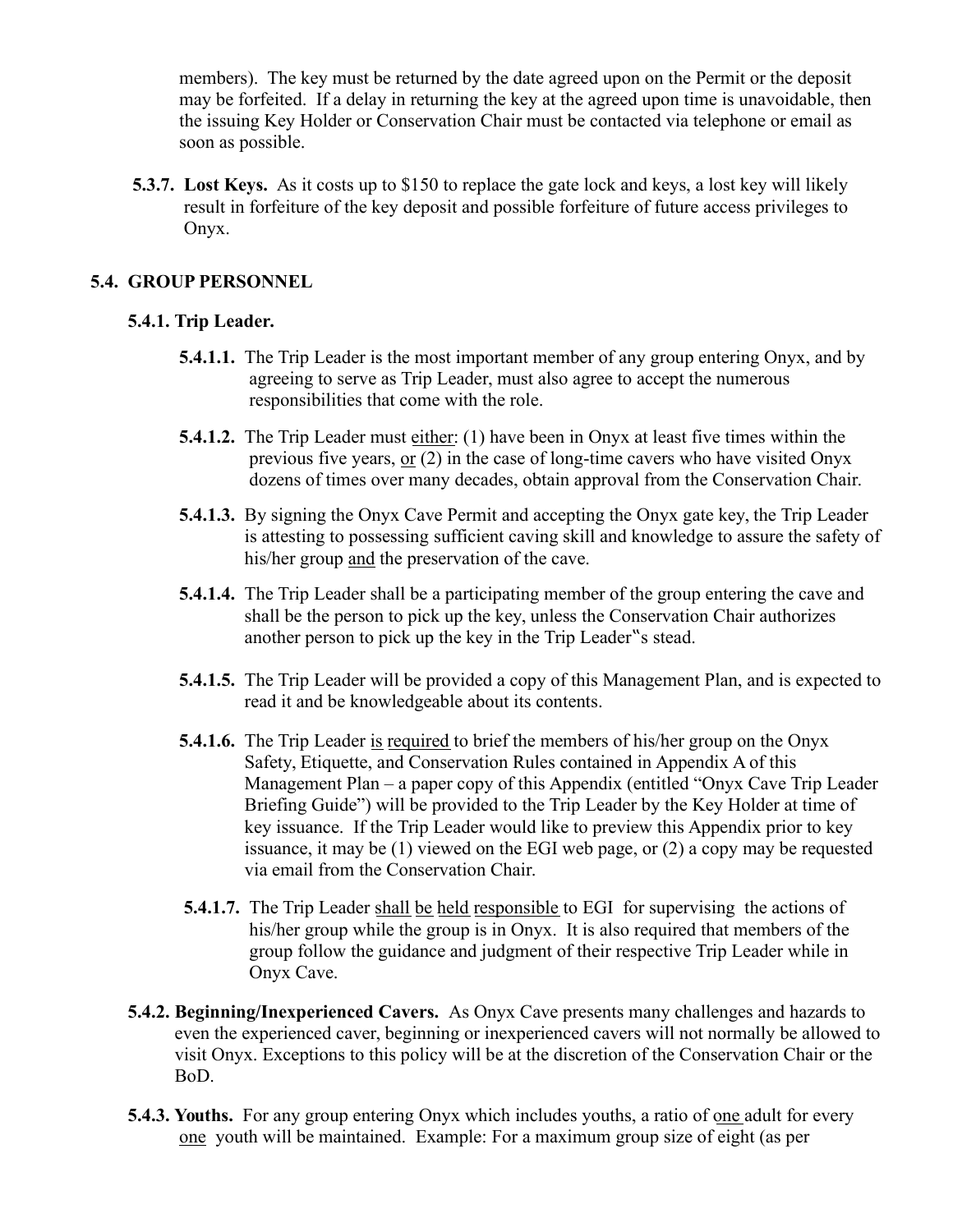members). The key must be returned by the date agreed upon on the Permit or the deposit may be forfeited. If a delay in returning the key at the agreed upon time is unavoidable, then the issuing Key Holder or Conservation Chair must be contacted via telephone or email as soon as possible.

**5.3.7. Lost Keys.** As it costs up to $150 to replace the gate lock and keys, a lost key will likely result in forfeiture of the key deposit and possible forfeiture of future access privileges to Onyx.

### 5.4. GROUP PERSONNEL

#### 5.4.1. Trip Leader.

**5.4.1.1.** The Trip Leader is the most important member of any group entering Onyx, and by agreeing to serve as Trip Leader, must also agree to accept the numerous responsibilities that come with the role.

**5.4.1.2.** The Trip Leader must <u>either</u>: (1) have been in Onyx at least five times within the previous five years, <u>or</u> (2) in the case of long-time cavers who have visited Onyx dozens of times over many decades, obtain approval from the Conservation Chair.

**5.4.1.3.** By signing the Onyx Cave Permit and accepting the Onyx gate key, the Trip Leader is attesting to possessing sufficient caving skill and knowledge to assure the safety of his/her group <u>and</u> the preservation of the cave.

**5.4.1.4.** The Trip Leader shall be a participating member of the group entering the cave and shall be the person to pick up the key, unless the Conservation Chair authorizes another person to pick up the key in the Trip Leader"s stead.

**5.4.1.5.** The Trip Leader will be provided a copy of this Management Plan, and is expected to read it and be knowledgeable about its contents.

**5.4.1.6.** The Trip Leader <u>is required</u> to brief the members of his/her group on the Onyx Safety, Etiquette, and Conservation Rules contained in Appendix A of this Management Plan – a paper copy of this Appendix (entitled "Onyx Cave Trip Leader Briefing Guide") will be provided to the Trip Leader by the Key Holder at time of key issuance. If the Trip Leader would like to preview this Appendix prior to key issuance, it may be (1) viewed on the EGI web page, or (2) a copy may be requested via email from the Conservation Chair.

**5.4.1.7.** The Trip Leader <u>shall be held responsible</u> to EGI for supervising the actions of his/her group while the group is in Onyx. It is also required that members of the group follow the guidance and judgment of their respective Trip Leader while in Onyx Cave.

**5.4.2. Beginning/Inexperienced Cavers.** As Onyx Cave presents many challenges and hazards to even the experienced caver, beginning or inexperienced cavers will not normally be allowed to visit Onyx. Exceptions to this policy will be at the discretion of the Conservation Chair or the BoD.

**5.4.3. Youths.** For any group entering Onyx which includes youths, a ratio of <u>one</u> adult for every <u>one</u> youth will be maintained. Example: For a maximum group size of eight (as per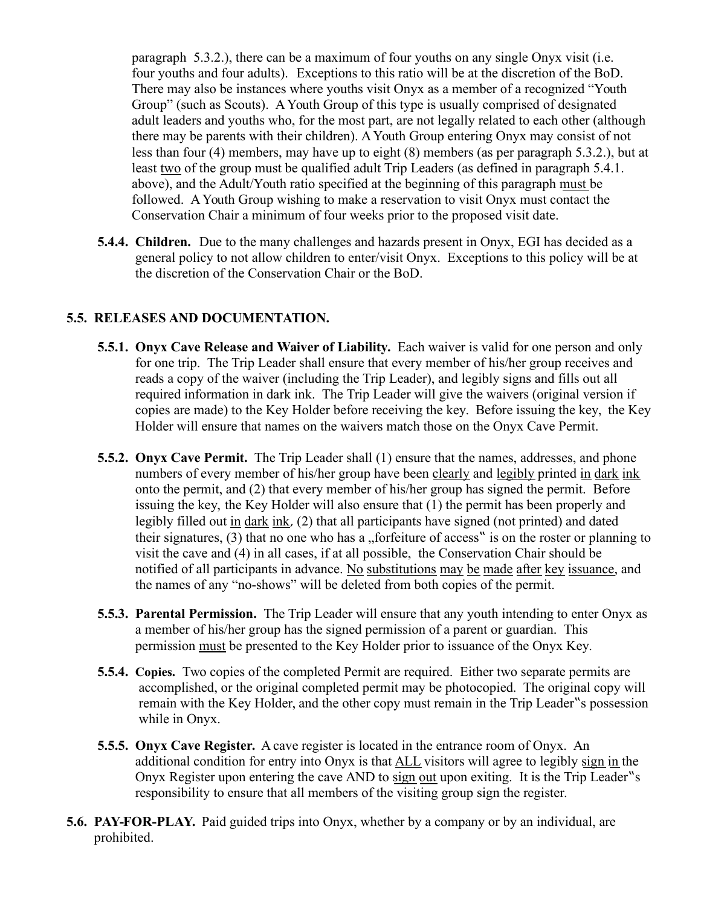paragraph 5.3.2.), there can be a maximum of four youths on any single Onyx visit (i.e. four youths and four adults). Exceptions to this ratio will be at the discretion of the BoD. There may also be instances where youths visit Onyx as a member of a recognized "Youth Group" (such as Scouts). A Youth Group of this type is usually comprised of designated adult leaders and youths who, for the most part, are not legally related to each other (although there may be parents with their children). A Youth Group entering Onyx may consist of not less than four (4) members, may have up to eight (8) members (as per paragraph 5.3.2.), but at least two of the group must be qualified adult Trip Leaders (as defined in paragraph 5.4.1. above), and the Adult/Youth ratio specified at the beginning of this paragraph must be followed. A Youth Group wishing to make a reservation to visit Onyx must contact the Conservation Chair a minimum of four weeks prior to the proposed visit date.

**5.4.4. Children.** Due to the many challenges and hazards present in Onyx, EGI has decided as a general policy to not allow children to enter/visit Onyx. Exceptions to this policy will be at the discretion of the Conservation Chair or the BoD.

## 5.5. RELEASES AND DOCUMENTATION.

**5.5.1. Onyx Cave Release and Waiver of Liability.** Each waiver is valid for one person and only for one trip. The Trip Leader shall ensure that every member of his/her group receives and reads a copy of the waiver (including the Trip Leader), and legibly signs and fills out all required information in dark ink. The Trip Leader will give the waivers (original version if copies are made) to the Key Holder before receiving the key. Before issuing the key, the Key Holder will ensure that names on the waivers match those on the Onyx Cave Permit.

**5.5.2. Onyx Cave Permit.** The Trip Leader shall (1) ensure that the names, addresses, and phone numbers of every member of his/her group have been clearly and legibly printed in dark ink onto the permit, and (2) that every member of his/her group has signed the permit. Before issuing the key, the Key Holder will also ensure that (1) the permit has been properly and legibly filled out in dark ink, (2) that all participants have signed (not printed) and dated their signatures, (3) that no one who has a „forfeiture of access" is on the roster or planning to visit the cave and (4) in all cases, if at all possible, the Conservation Chair should be notified of all participants in advance. No substitutions may be made after key issuance, and the names of any "no-shows" will be deleted from both copies of the permit.

**5.5.3. Parental Permission.** The Trip Leader will ensure that any youth intending to enter Onyx as a member of his/her group has the signed permission of a parent or guardian. This permission must be presented to the Key Holder prior to issuance of the Onyx Key.

**5.5.4. Copies.** Two copies of the completed Permit are required. Either two separate permits are accomplished, or the original completed permit may be photocopied. The original copy will remain with the Key Holder, and the other copy must remain in the Trip Leader"s possession while in Onyx.

**5.5.5. Onyx Cave Register.** A cave register is located in the entrance room of Onyx. An additional condition for entry into Onyx is that ALL visitors will agree to legibly sign in the Onyx Register upon entering the cave AND to sign out upon exiting. It is the Trip Leader"s responsibility to ensure that all members of the visiting group sign the register.

**5.6. PAY-FOR-PLAY.** Paid guided trips into Onyx, whether by a company or by an individual, are prohibited.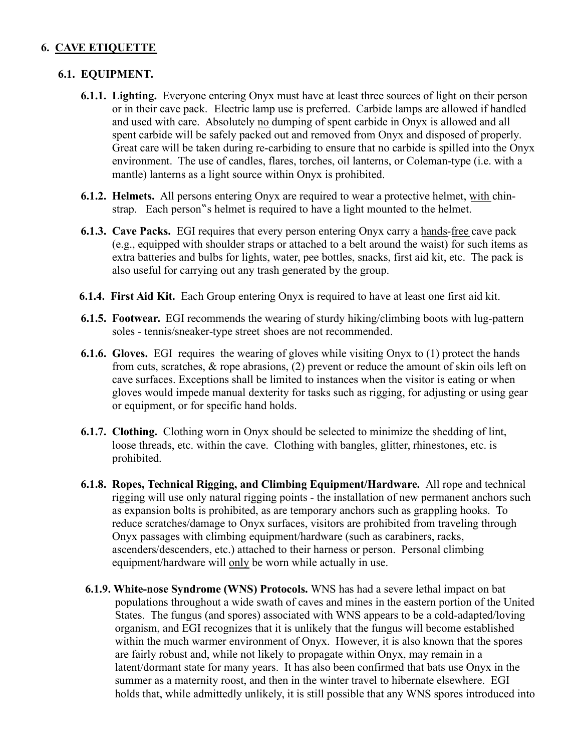## 6. CAVE ETIQUETTE

### 6.1. EQUIPMENT.

**6.1.1. Lighting.** Everyone entering Onyx must have at least three sources of light on their person or in their cave pack. Electric lamp use is preferred. Carbide lamps are allowed if handled and used with care. Absolutely no dumping of spent carbide in Onyx is allowed and all spent carbide will be safely packed out and removed from Onyx and disposed of properly. Great care will be taken during re-carbiding to ensure that no carbide is spilled into the Onyx environment. The use of candles, flares, torches, oil lanterns, or Coleman-type (i.e. with a mantle) lanterns as a light source within Onyx is prohibited.

**6.1.2. Helmets.** All persons entering Onyx are required to wear a protective helmet, with chin-strap. Each person"s helmet is required to have a light mounted to the helmet.

**6.1.3. Cave Packs.** EGI requires that every person entering Onyx carry a hands-free cave pack (e.g., equipped with shoulder straps or attached to a belt around the waist) for such items as extra batteries and bulbs for lights, water, pee bottles, snacks, first aid kit, etc. The pack is also useful for carrying out any trash generated by the group.

**6.1.4. First Aid Kit.** Each Group entering Onyx is required to have at least one first aid kit.

**6.1.5. Footwear.** EGI recommends the wearing of sturdy hiking/climbing boots with lug-pattern soles - tennis/sneaker-type street shoes are not recommended.

**6.1.6. Gloves.** EGI requires the wearing of gloves while visiting Onyx to (1) protect the hands from cuts, scratches, & rope abrasions, (2) prevent or reduce the amount of skin oils left on cave surfaces. Exceptions shall be limited to instances when the visitor is eating or when gloves would impede manual dexterity for tasks such as rigging, for adjusting or using gear or equipment, or for specific hand holds.

**6.1.7. Clothing.** Clothing worn in Onyx should be selected to minimize the shedding of lint, loose threads, etc. within the cave. Clothing with bangles, glitter, rhinestones, etc. is prohibited.

**6.1.8. Ropes, Technical Rigging, and Climbing Equipment/Hardware.** All rope and technical rigging will use only natural rigging points - the installation of new permanent anchors such as expansion bolts is prohibited, as are temporary anchors such as grappling hooks. To reduce scratches/damage to Onyx surfaces, visitors are prohibited from traveling through Onyx passages with climbing equipment/hardware (such as carabiners, racks, ascenders/descenders, etc.) attached to their harness or person. Personal climbing equipment/hardware will only be worn while actually in use.

**6.1.9. White-nose Syndrome (WNS) Protocols.** WNS has had a severe lethal impact on bat populations throughout a wide swath of caves and mines in the eastern portion of the United States. The fungus (and spores) associated with WNS appears to be a cold-adapted/loving organism, and EGI recognizes that it is unlikely that the fungus will become established within the much warmer environment of Onyx. However, it is also known that the spores are fairly robust and, while not likely to propagate within Onyx, may remain in a latent/dormant state for many years. It has also been confirmed that bats use Onyx in the summer as a maternity roost, and then in the winter travel to hibernate elsewhere. EGI holds that, while admittedly unlikely, it is still possible that any WNS spores introduced into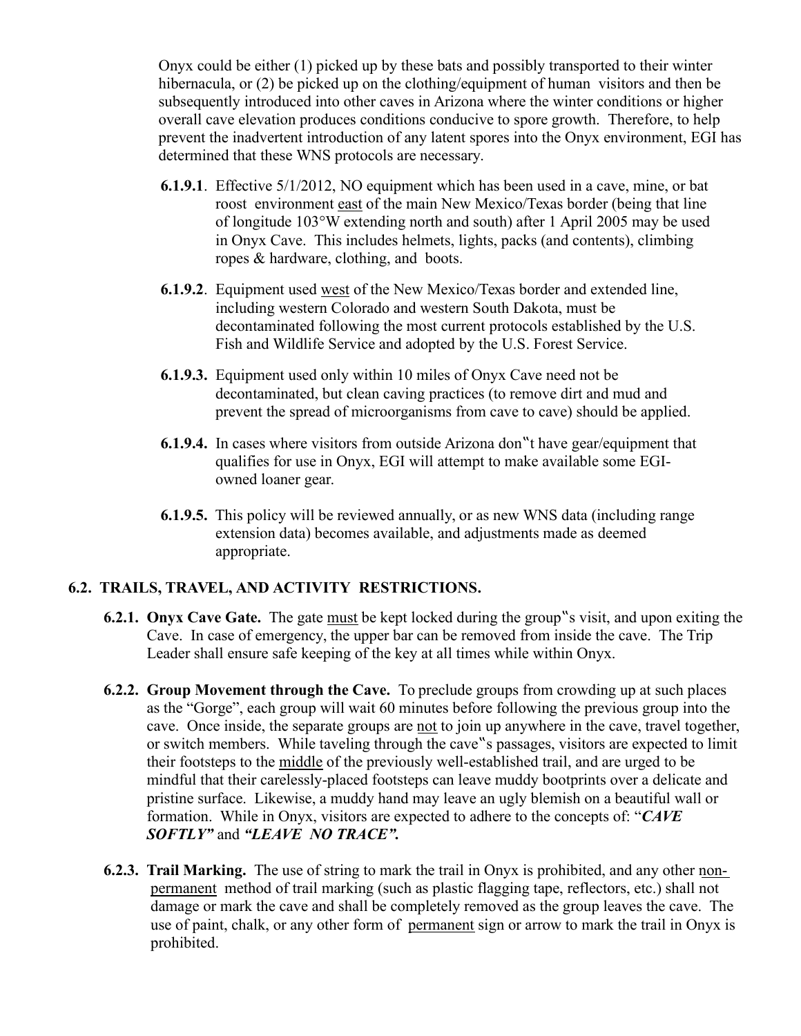Onyx could be either (1) picked up by these bats and possibly transported to their winter hibernacula, or (2) be picked up on the clothing/equipment of human visitors and then be subsequently introduced into other caves in Arizona where the winter conditions or higher overall cave elevation produces conditions conducive to spore growth. Therefore, to help prevent the inadvertent introduction of any latent spores into the Onyx environment, EGI has determined that these WNS protocols are necessary.

**6.1.9.1**. Effective 5/1/2012, NO equipment which has been used in a cave, mine, or bat roost environment east of the main New Mexico/Texas border (being that line of longitude 103°W extending north and south) after 1 April 2005 may be used in Onyx Cave. This includes helmets, lights, packs (and contents), climbing ropes & hardware, clothing, and boots.

**6.1.9.2**. Equipment used west of the New Mexico/Texas border and extended line, including western Colorado and western South Dakota, must be decontaminated following the most current protocols established by the U.S. Fish and Wildlife Service and adopted by the U.S. Forest Service.

**6.1.9.3.** Equipment used only within 10 miles of Onyx Cave need not be decontaminated, but clean caving practices (to remove dirt and mud and prevent the spread of microorganisms from cave to cave) should be applied.

**6.1.9.4.** In cases where visitors from outside Arizona don‟t have gear/equipment that qualifies for use in Onyx, EGI will attempt to make available some EGI-owned loaner gear.

**6.1.9.5.** This policy will be reviewed annually, or as new WNS data (including range extension data) becomes available, and adjustments made as deemed appropriate.

## 6.2. TRAILS, TRAVEL, AND ACTIVITY RESTRICTIONS.

**6.2.1. Onyx Cave Gate.** The gate must be kept locked during the group‟s visit, and upon exiting the Cave. In case of emergency, the upper bar can be removed from inside the cave. The Trip Leader shall ensure safe keeping of the key at all times while within Onyx.

**6.2.2. Group Movement through the Cave.** To preclude groups from crowding up at such places as the "Gorge", each group will wait 60 minutes before following the previous group into the cave. Once inside, the separate groups are not to join up anywhere in the cave, travel together, or switch members. While taveling through the cave‟s passages, visitors are expected to limit their footsteps to the middle of the previously well-established trail, and are urged to be mindful that their carelessly-placed footsteps can leave muddy bootprints over a delicate and pristine surface. Likewise, a muddy hand may leave an ugly blemish on a beautiful wall or formation. While in Onyx, visitors are expected to adhere to the concepts of: "***CAVE SOFTLY"*** and ***"LEAVE NO TRACE".***

**6.2.3. Trail Marking.** The use of string to mark the trail in Onyx is prohibited, and any other non-permanent method of trail marking (such as plastic flagging tape, reflectors, etc.) shall not damage or mark the cave and shall be completely removed as the group leaves the cave. The use of paint, chalk, or any other form of permanent sign or arrow to mark the trail in Onyx is prohibited.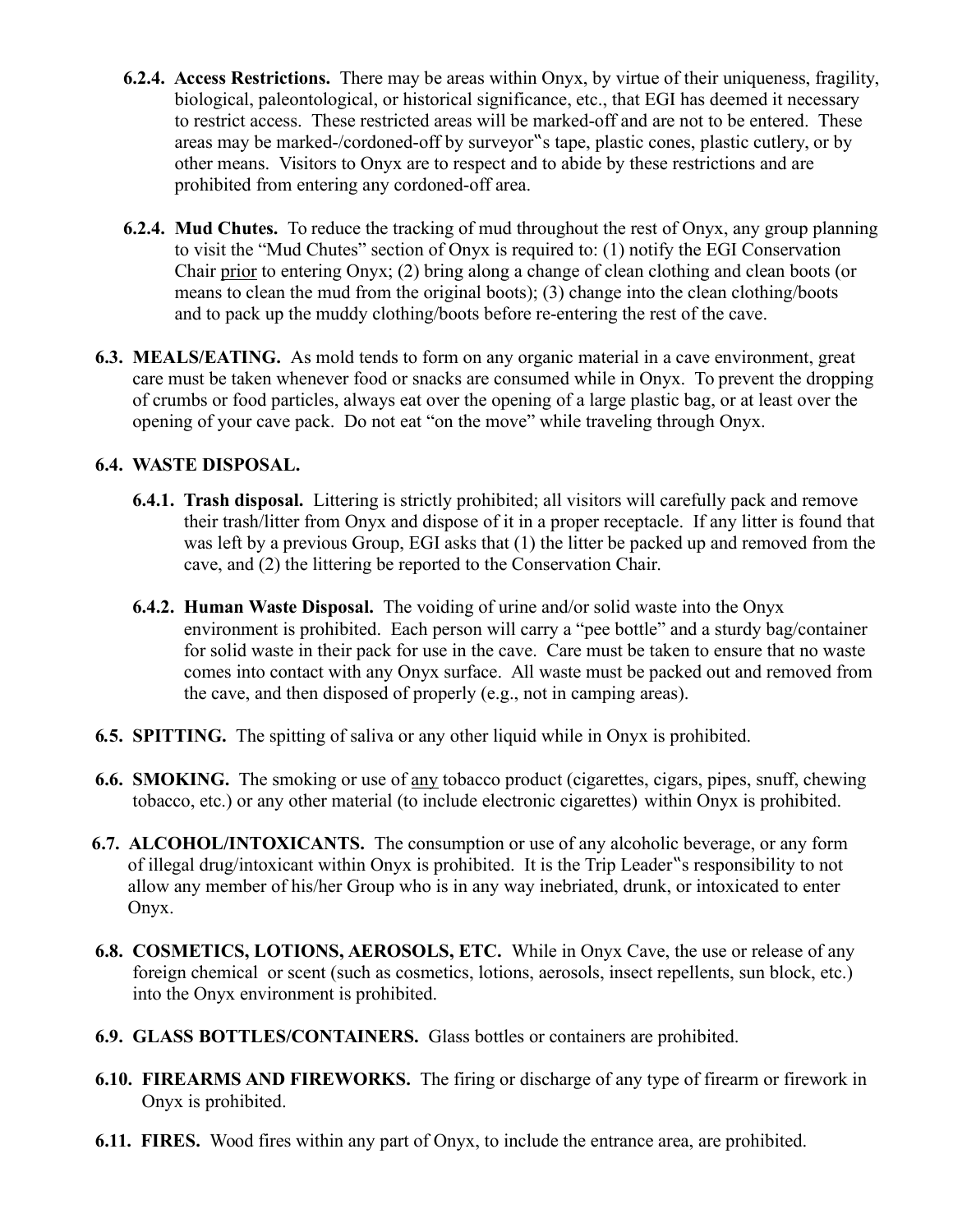**6.2.4. Access Restrictions.** There may be areas within Onyx, by virtue of their uniqueness, fragility, biological, paleontological, or historical significance, etc., that EGI has deemed it necessary to restrict access. These restricted areas will be marked-off and are not to be entered. These areas may be marked-/cordoned-off by surveyor‟s tape, plastic cones, plastic cutlery, or by other means. Visitors to Onyx are to respect and to abide by these restrictions and are prohibited from entering any cordoned-off area.

**6.2.4. Mud Chutes.** To reduce the tracking of mud throughout the rest of Onyx, any group planning to visit the "Mud Chutes" section of Onyx is required to: (1) notify the EGI Conservation Chair <u>prior</u> to entering Onyx; (2) bring along a change of clean clothing and clean boots (or means to clean the mud from the original boots); (3) change into the clean clothing/boots and to pack up the muddy clothing/boots before re-entering the rest of the cave.

**6.3. MEALS/EATING.** As mold tends to form on any organic material in a cave environment, great care must be taken whenever food or snacks are consumed while in Onyx. To prevent the dropping of crumbs or food particles, always eat over the opening of a large plastic bag, or at least over the opening of your cave pack. Do not eat "on the move" while traveling through Onyx.

**6.4. WASTE DISPOSAL.**

**6.4.1. Trash disposal.** Littering is strictly prohibited; all visitors will carefully pack and remove their trash/litter from Onyx and dispose of it in a proper receptacle. If any litter is found that was left by a previous Group, EGI asks that (1) the litter be packed up and removed from the cave, and (2) the littering be reported to the Conservation Chair.

**6.4.2. Human Waste Disposal.** The voiding of urine and/or solid waste into the Onyx environment is prohibited. Each person will carry a "pee bottle" and a sturdy bag/container for solid waste in their pack for use in the cave. Care must be taken to ensure that no waste comes into contact with any Onyx surface. All waste must be packed out and removed from the cave, and then disposed of properly (e.g., not in camping areas).

**6.5. SPITTING.** The spitting of saliva or any other liquid while in Onyx is prohibited.

**6.6. SMOKING.** The smoking or use of <u>any</u> tobacco product (cigarettes, cigars, pipes, snuff, chewing tobacco, etc.) or any other material (to include electronic cigarettes) within Onyx is prohibited.

**6.7. ALCOHOL/INTOXICANTS.** The consumption or use of any alcoholic beverage, or any form of illegal drug/intoxicant within Onyx is prohibited. It is the Trip Leader‟s responsibility to not allow any member of his/her Group who is in any way inebriated, drunk, or intoxicated to enter Onyx.

**6.8. COSMETICS, LOTIONS, AEROSOLS, ETC.** While in Onyx Cave, the use or release of any foreign chemical or scent (such as cosmetics, lotions, aerosols, insect repellents, sun block, etc.) into the Onyx environment is prohibited.

**6.9. GLASS BOTTLES/CONTAINERS.** Glass bottles or containers are prohibited.

**6.10. FIREARMS AND FIREWORKS.** The firing or discharge of any type of firearm or firework in Onyx is prohibited.

**6.11. FIRES.** Wood fires within any part of Onyx, to include the entrance area, are prohibited.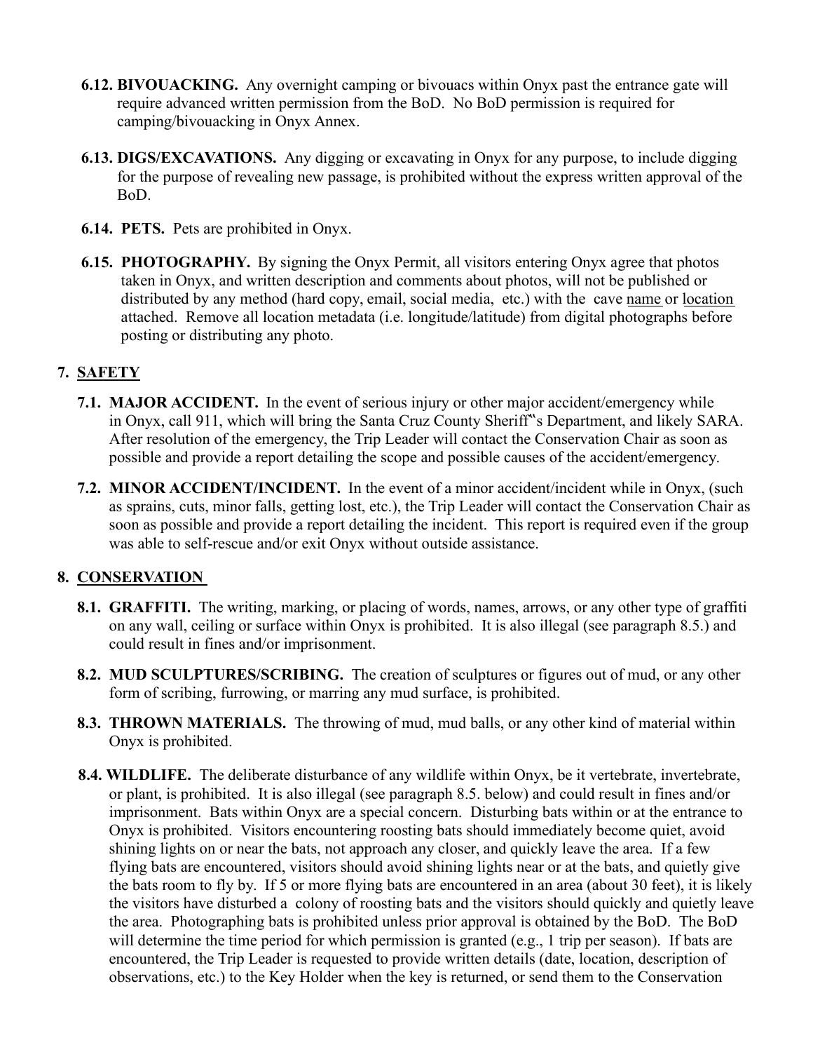**6.12. BIVOUACKING.** Any overnight camping or bivouacs within Onyx past the entrance gate will require advanced written permission from the BoD. No BoD permission is required for camping/bivouacking in Onyx Annex.

**6.13. DIGS/EXCAVATIONS.** Any digging or excavating in Onyx for any purpose, to include digging for the purpose of revealing new passage, is prohibited without the express written approval of the BoD.

**6.14. PETS.** Pets are prohibited in Onyx.

**6.15. PHOTOGRAPHY.** By signing the Onyx Permit, all visitors entering Onyx agree that photos taken in Onyx, and written description and comments about photos, will not be published or distributed by any method (hard copy, email, social media, etc.) with the cave name or location attached. Remove all location metadata (i.e. longitude/latitude) from digital photographs before posting or distributing any photo.

## 7. SAFETY

**7.1. MAJOR ACCIDENT.** In the event of serious injury or other major accident/emergency while in Onyx, call 911, which will bring the Santa Cruz County Sheriff�something‟s Department, and likely SARA. After resolution of the emergency, the Trip Leader will contact the Conservation Chair as soon as possible and provide a report detailing the scope and possible causes of the accident/emergency.

**7.2. MINOR ACCIDENT/INCIDENT.** In the event of a minor accident/incident while in Onyx, (such as sprains, cuts, minor falls, getting lost, etc.), the Trip Leader will contact the Conservation Chair as soon as possible and provide a report detailing the incident. This report is required even if the group was able to self-rescue and/or exit Onyx without outside assistance.

## 8. CONSERVATION

**8.1. GRAFFITI.** The writing, marking, or placing of words, names, arrows, or any other type of graffiti on any wall, ceiling or surface within Onyx is prohibited. It is also illegal (see paragraph 8.5.) and could result in fines and/or imprisonment.

**8.2. MUD SCULPTURES/SCRIBING.** The creation of sculptures or figures out of mud, or any other form of scribing, furrowing, or marring any mud surface, is prohibited.

**8.3. THROWN MATERIALS.** The throwing of mud, mud balls, or any other kind of material within Onyx is prohibited.

**8.4. WILDLIFE.** The deliberate disturbance of any wildlife within Onyx, be it vertebrate, invertebrate, or plant, is prohibited. It is also illegal (see paragraph 8.5. below) and could result in fines and/or imprisonment. Bats within Onyx are a special concern. Disturbing bats within or at the entrance to Onyx is prohibited. Visitors encountering roosting bats should immediately become quiet, avoid shining lights on or near the bats, not approach any closer, and quickly leave the area. If a few flying bats are encountered, visitors should avoid shining lights near or at the bats, and quietly give the bats room to fly by. If 5 or more flying bats are encountered in an area (about 30 feet), it is likely the visitors have disturbed a colony of roosting bats and the visitors should quickly and quietly leave the area. Photographing bats is prohibited unless prior approval is obtained by the BoD. The BoD will determine the time period for which permission is granted (e.g., 1 trip per season). If bats are encountered, the Trip Leader is requested to provide written details (date, location, description of observations, etc.) to the Key Holder when the key is returned, or send them to the Conservation

**6.12. BIVOUACKING.** Any overnight camping or bivouacs within Onyx past the entrance gate will require advanced written permission from the BoD. No BoD permission is required for camping/bivouacking in Onyx Annex.

**6.13. DIGS/EXCAVATIONS.** Any digging or excavating in Onyx for any purpose, to include digging for the purpose of revealing new passage, is prohibited without the express written approval of the BoD.

**6.14. PETS.** Pets are prohibited in Onyx.

**6.15. PHOTOGRAPHY.** By signing the Onyx Permit, all visitors entering Onyx agree that photos taken in Onyx, and written description and comments about photos, will not be published or distributed by any method (hard copy, email, social media, etc.) with the cave name or location attached. Remove all location metadata (i.e. longitude/latitude) from digital photographs before posting or distributing any photo.

## 7. SAFETY

**7.1. MAJOR ACCIDENT.** In the event of serious injury or other major accident/emergency while in Onyx, call 911, which will bring the Santa Cruz County Sheriff‟s Department, and likely SARA. After resolution of the emergency, the Trip Leader will contact the Conservation Chair as soon as possible and provide a report detailing the scope and possible causes of the accident/emergency.

**7.2. MINOR ACCIDENT/INCIDENT.** In the event of a minor accident/incident while in Onyx, (such as sprains, cuts, minor falls, getting lost, etc.), the Trip Leader will contact the Conservation Chair as soon as possible and provide a report detailing the incident. This report is required even if the group was able to self-rescue and/or exit Onyx without outside assistance.

## 8. CONSERVATION

**8.1. GRAFFITI.** The writing, marking, or placing of words, names, arrows, or any other type of graffiti on any wall, ceiling or surface within Onyx is prohibited. It is also illegal (see paragraph 8.5.) and could result in fines and/or imprisonment.

**8.2. MUD SCULPTURES/SCRIBING.** The creation of sculptures or figures out of mud, or any other form of scribing, furrowing, or marring any mud surface, is prohibited.

**8.3. THROWN MATERIALS.** The throwing of mud, mud balls, or any other kind of material within Onyx is prohibited.

**8.4. WILDLIFE.** The deliberate disturbance of any wildlife within Onyx, be it vertebrate, invertebrate, or plant, is prohibited. It is also illegal (see paragraph 8.5. below) and could result in fines and/or imprisonment. Bats within Onyx are a special concern. Disturbing bats within or at the entrance to Onyx is prohibited. Visitors encountering roosting bats should immediately become quiet, avoid shining lights on or near the bats, not approach any closer, and quickly leave the area. If a few flying bats are encountered, visitors should avoid shining lights near or at the bats, and quietly give the bats room to fly by. If 5 or more flying bats are encountered in an area (about 30 feet), it is likely the visitors have disturbed a colony of roosting bats and the visitors should quickly and quietly leave the area. Photographing bats is prohibited unless prior approval is obtained by the BoD. The BoD will determine the time period for which permission is granted (e.g., 1 trip per season). If bats are encountered, the Trip Leader is requested to provide written details (date, location, description of observations, etc.) to the Key Holder when the key is returned, or send them to the Conservation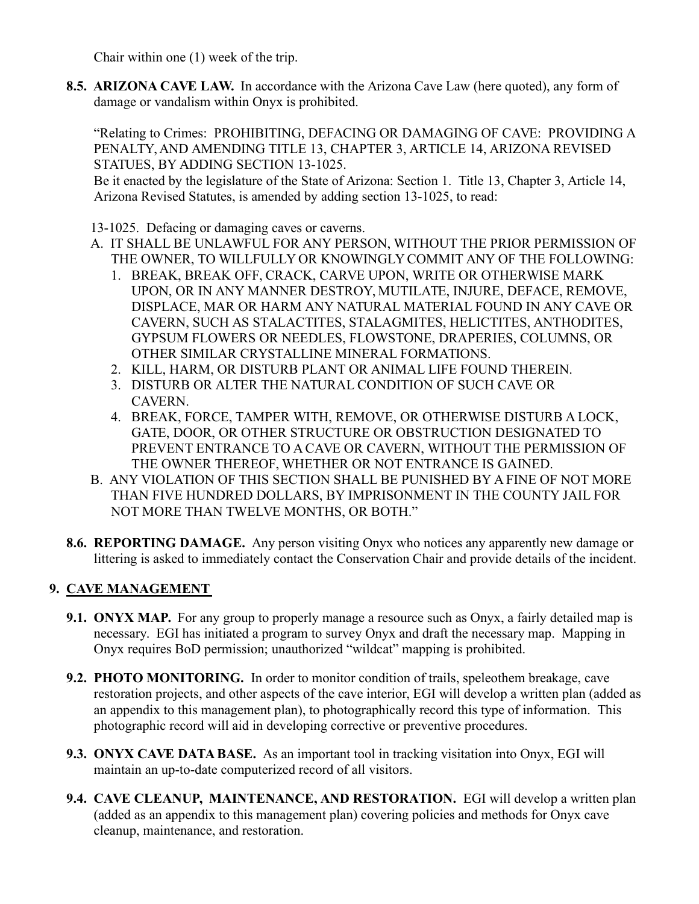Chair within one (1) week of the trip.

**8.5. ARIZONA CAVE LAW.** In accordance with the Arizona Cave Law (here quoted), any form of damage or vandalism within Onyx is prohibited.

"Relating to Crimes: PROHIBITING, DEFACING OR DAMAGING OF CAVE: PROVIDING A PENALTY, AND AMENDING TITLE 13, CHAPTER 3, ARTICLE 14, ARIZONA REVISED STATUES, BY ADDING SECTION 13-1025.
Be it enacted by the legislature of the State of Arizona: Section 1. Title 13, Chapter 3, Article 14, Arizona Revised Statutes, is amended by adding section 13-1025, to read:

13-1025. Defacing or damaging caves or caverns.

A. IT SHALL BE UNLAWFUL FOR ANY PERSON, WITHOUT THE PRIOR PERMISSION OF THE OWNER, TO WILLFULLY OR KNOWINGLY COMMIT ANY OF THE FOLLOWING:
   1. BREAK, BREAK OFF, CRACK, CARVE UPON, WRITE OR OTHERWISE MARK UPON, OR IN ANY MANNER DESTROY, MUTILATE, INJURE, DEFACE, REMOVE, DISPLACE, MAR OR HARM ANY NATURAL MATERIAL FOUND IN ANY CAVE OR CAVERN, SUCH AS STALACTITES, STALAGMITES, HELICTITES, ANTHODITES, GYPSUM FLOWERS OR NEEDLES, FLOWSTONE, DRAPERIES, COLUMNS, OR OTHER SIMILAR CRYSTALLINE MINERAL FORMATIONS.
   2. KILL, HARM, OR DISTURB PLANT OR ANIMAL LIFE FOUND THEREIN.
   3. DISTURB OR ALTER THE NATURAL CONDITION OF SUCH CAVE OR CAVERN.
   4. BREAK, FORCE, TAMPER WITH, REMOVE, OR OTHERWISE DISTURB A LOCK, GATE, DOOR, OR OTHER STRUCTURE OR OBSTRUCTION DESIGNATED TO PREVENT ENTRANCE TO A CAVE OR CAVERN, WITHOUT THE PERMISSION OF THE OWNER THEREOF, WHETHER OR NOT ENTRANCE IS GAINED.

B. ANY VIOLATION OF THIS SECTION SHALL BE PUNISHED BY A FINE OF NOT MORE THAN FIVE HUNDRED DOLLARS, BY IMPRISONMENT IN THE COUNTY JAIL FOR NOT MORE THAN TWELVE MONTHS, OR BOTH."

**8.6. REPORTING DAMAGE.** Any person visiting Onyx who notices any apparently new damage or littering is asked to immediately contact the Conservation Chair and provide details of the incident.

## 9. CAVE MANAGEMENT

**9.1. ONYX MAP.** For any group to properly manage a resource such as Onyx, a fairly detailed map is necessary. EGI has initiated a program to survey Onyx and draft the necessary map. Mapping in Onyx requires BoD permission; unauthorized "wildcat" mapping is prohibited.

**9.2. PHOTO MONITORING.** In order to monitor condition of trails, speleothem breakage, cave restoration projects, and other aspects of the cave interior, EGI will develop a written plan (added as an appendix to this management plan), to photographically record this type of information. This photographic record will aid in developing corrective or preventive procedures.

**9.3. ONYX CAVE DATA BASE.** As an important tool in tracking visitation into Onyx, EGI will maintain an up-to-date computerized record of all visitors.

**9.4. CAVE CLEANUP, MAINTENANCE, AND RESTORATION.** EGI will develop a written plan (added as an appendix to this management plan) covering policies and methods for Onyx cave cleanup, maintenance, and restoration.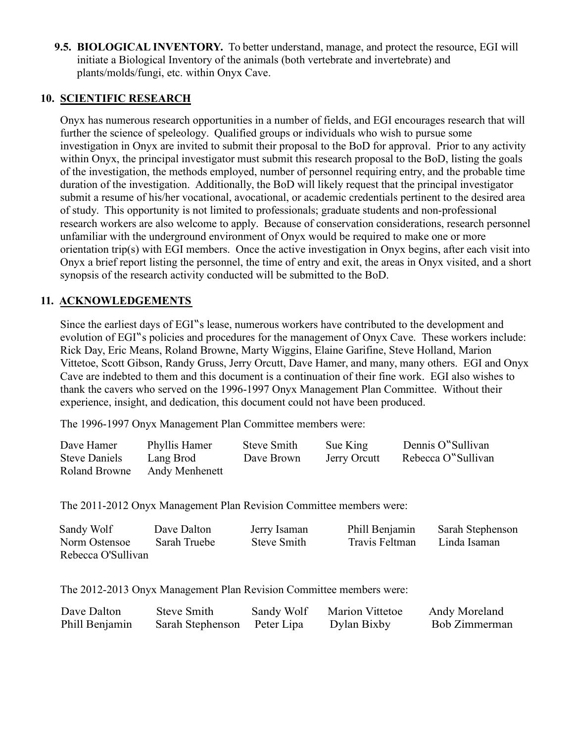**9.5. BIOLOGICAL INVENTORY.** To better understand, manage, and protect the resource, EGI will initiate a Biological Inventory of the animals (both vertebrate and invertebrate) and plants/molds/fungi, etc. within Onyx Cave.

## 10. SCIENTIFIC RESEARCH

Onyx has numerous research opportunities in a number of fields, and EGI encourages research that will further the science of speleology. Qualified groups or individuals who wish to pursue some investigation in Onyx are invited to submit their proposal to the BoD for approval. Prior to any activity within Onyx, the principal investigator must submit this research proposal to the BoD, listing the goals of the investigation, the methods employed, number of personnel requiring entry, and the probable time duration of the investigation. Additionally, the BoD will likely request that the principal investigator submit a resume of his/her vocational, avocational, or academic credentials pertinent to the desired area of study. This opportunity is not limited to professionals; graduate students and non-professional research workers are also welcome to apply. Because of conservation considerations, research personnel unfamiliar with the underground environment of Onyx would be required to make one or more orientation trip(s) with EGI members. Once the active investigation in Onyx begins, after each visit into Onyx a brief report listing the personnel, the time of entry and exit, the areas in Onyx visited, and a short synopsis of the research activity conducted will be submitted to the BoD.

## 11. ACKNOWLEDGEMENTS

Since the earliest days of EGI‟s lease, numerous workers have contributed to the development and evolution of EGI‟s policies and procedures for the management of Onyx Cave. These workers include: Rick Day, Eric Means, Roland Browne, Marty Wiggins, Elaine Garifine, Steve Holland, Marion Vittetoe, Scott Gibson, Randy Gruss, Jerry Orcutt, Dave Hamer, and many, many others. EGI and Onyx Cave are indebted to them and this document is a continuation of their fine work. EGI also wishes to thank the cavers who served on the 1996-1997 Onyx Management Plan Committee. Without their experience, insight, and dedication, this document could not have been produced.

The 1996-1997 Onyx Management Plan Committee members were:

| | | | | |
|---|---|---|---|---|
| Dave Hamer | Phyllis Hamer | Steve Smith | Sue King | Dennis O‟Sullivan |
| Steve Daniels | Lang Brod | Dave Brown | Jerry Orcutt | Rebecca O‟Sullivan |
| Roland Browne | Andy Menhenett | | | |

The 2011-2012 Onyx Management Plan Revision Committee members were:

| | | | | |
|---|---|---|---|---|
| Sandy Wolf | Dave Dalton | Jerry Isaman | Phill Benjamin | Sarah Stephenson |
| Norm Ostensoe | Sarah Truebe | Steve Smith | Travis Feltman | Linda Isaman |
| Rebecca O'Sullivan | | | | |

The 2012-2013 Onyx Management Plan Revision Committee members were:

| | | | | |
|---|---|---|---|---|
| Dave Dalton | Steve Smith | Sandy Wolf | Marion Vittetoe | Andy Moreland |
| Phill Benjamin | Sarah Stephenson | Peter Lipa | Dylan Bixby | Bob Zimmerman |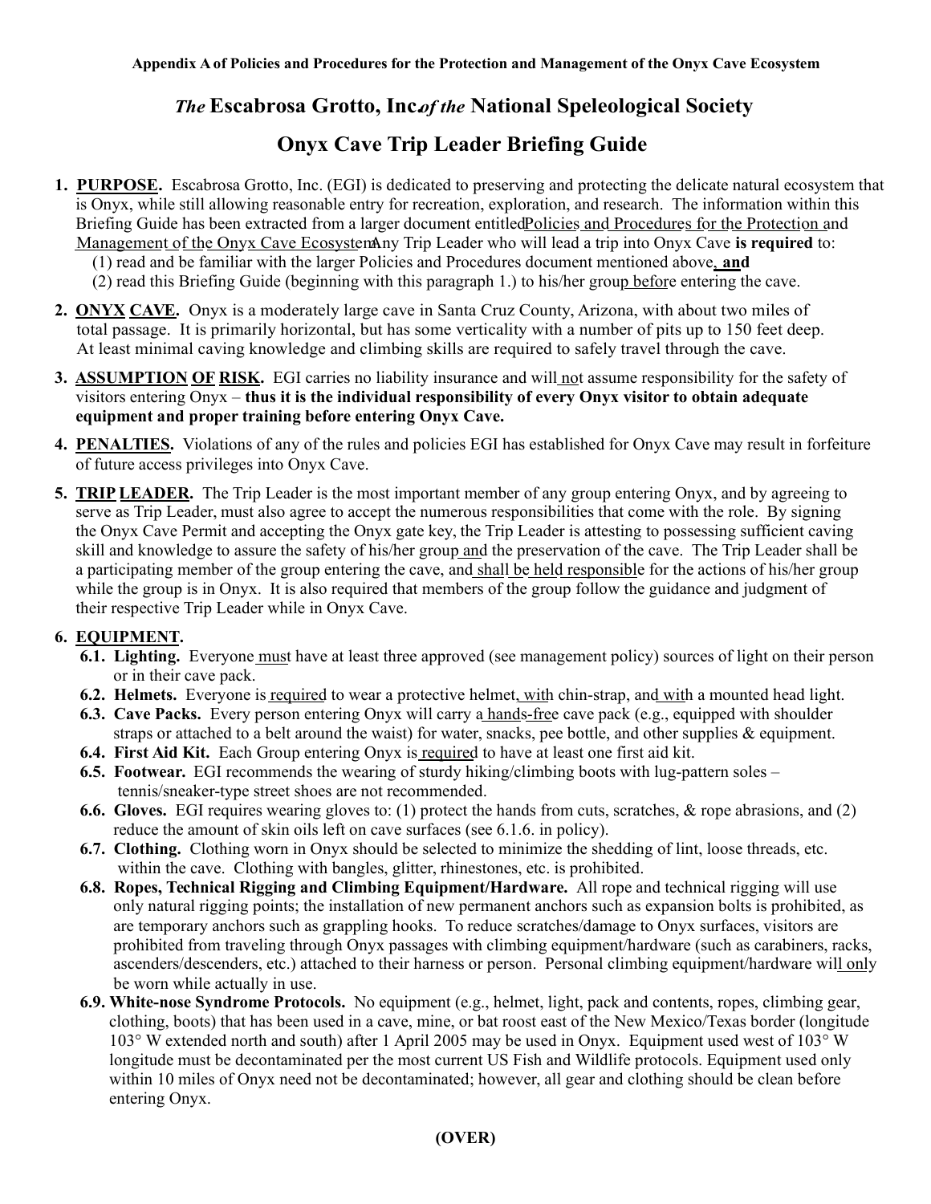Appendix A of Policies and Procedures for the Protection and Management of the Onyx Cave Ecosystem

## *The* Escabrosa Grotto, Inc. *of the* National Speleological Society

## Onyx Cave Trip Leader Briefing Guide

1. **PURPOSE.** Escabrosa Grotto, Inc. (EGI) is dedicated to preserving and protecting the delicate natural ecosystem that is Onyx, while still allowing reasonable entry for recreation, exploration, and research. The information within this Briefing Guide has been extracted from a larger document entitled Policies and Procedures for the Protection and Management of the Onyx Cave Ecosystem. Any Trip Leader who will lead a trip into Onyx Cave **is required** to:
   (1) read and be familiar with the larger Policies and Procedures document mentioned above, **and**
   (2) read this Briefing Guide (beginning with this paragraph 1.) to his/her group before entering the cave.

2. **ONYX CAVE.** Onyx is a moderately large cave in Santa Cruz County, Arizona, with about two miles of total passage. It is primarily horizontal, but has some verticality with a number of pits up to 150 feet deep. At least minimal caving knowledge and climbing skills are required to safely travel through the cave.

3. **ASSUMPTION OF RISK.** EGI carries no liability insurance and will not assume responsibility for the safety of visitors entering Onyx – **thus it is the individual responsibility of every Onyx visitor to obtain adequate equipment and proper training before entering Onyx Cave.**

4. **PENALTIES.** Violations of any of the rules and policies EGI has established for Onyx Cave may result in forfeiture of future access privileges into Onyx Cave.

5. **TRIP LEADER.** The Trip Leader is the most important member of any group entering Onyx, and by agreeing to serve as Trip Leader, must also agree to accept the numerous responsibilities that come with the role. By signing the Onyx Cave Permit and accepting the Onyx gate key, the Trip Leader is attesting to possessing sufficient caving skill and knowledge to assure the safety of his/her group and the preservation of the cave. The Trip Leader shall be a participating member of the group entering the cave, and shall be held responsible for the actions of his/her group while the group is in Onyx. It is also required that members of the group follow the guidance and judgment of their respective Trip Leader while in Onyx Cave.

6. **EQUIPMENT.**
   - **6.1. Lighting.** Everyone must have at least three approved (see management policy) sources of light on their person or in their cave pack.
   - **6.2. Helmets.** Everyone is required to wear a protective helmet, with chin-strap, and with a mounted head light.
   - **6.3. Cave Packs.** Every person entering Onyx will carry a hands-free cave pack (e.g., equipped with shoulder straps or attached to a belt around the waist) for water, snacks, pee bottle, and other supplies & equipment.
   - **6.4. First Aid Kit.** Each Group entering Onyx is required to have at least one first aid kit.
   - **6.5. Footwear.** EGI recommends the wearing of sturdy hiking/climbing boots with lug-pattern soles – tennis/sneaker-type street shoes are not recommended.
   - **6.6. Gloves.** EGI requires wearing gloves to: (1) protect the hands from cuts, scratches, & rope abrasions, and (2) reduce the amount of skin oils left on cave surfaces (see 6.1.6. in policy).
   - **6.7. Clothing.** Clothing worn in Onyx should be selected to minimize the shedding of lint, loose threads, etc. within the cave. Clothing with bangles, glitter, rhinestones, etc. is prohibited.
   - **6.8. Ropes, Technical Rigging and Climbing Equipment/Hardware.** All rope and technical rigging will use only natural rigging points; the installation of new permanent anchors such as expansion bolts is prohibited, as are temporary anchors such as grappling hooks. To reduce scratches/damage to Onyx surfaces, visitors are prohibited from traveling through Onyx passages with climbing equipment/hardware (such as carabiners, racks, ascenders/descenders, etc.) attached to their harness or person. Personal climbing equipment/hardware will only be worn while actually in use.
   - **6.9. White-nose Syndrome Protocols.** No equipment (e.g., helmet, light, pack and contents, ropes, climbing gear, clothing, boots) that has been used in a cave, mine, or bat roost east of the New Mexico/Texas border (longitude 103° W extended north and south) after 1 April 2005 may be used in Onyx. Equipment used west of 103° W longitude must be decontaminated per the most current US Fish and Wildlife protocols. Equipment used only within 10 miles of Onyx need not be decontaminated; however, all gear and clothing should be clean before entering Onyx.

**(OVER)**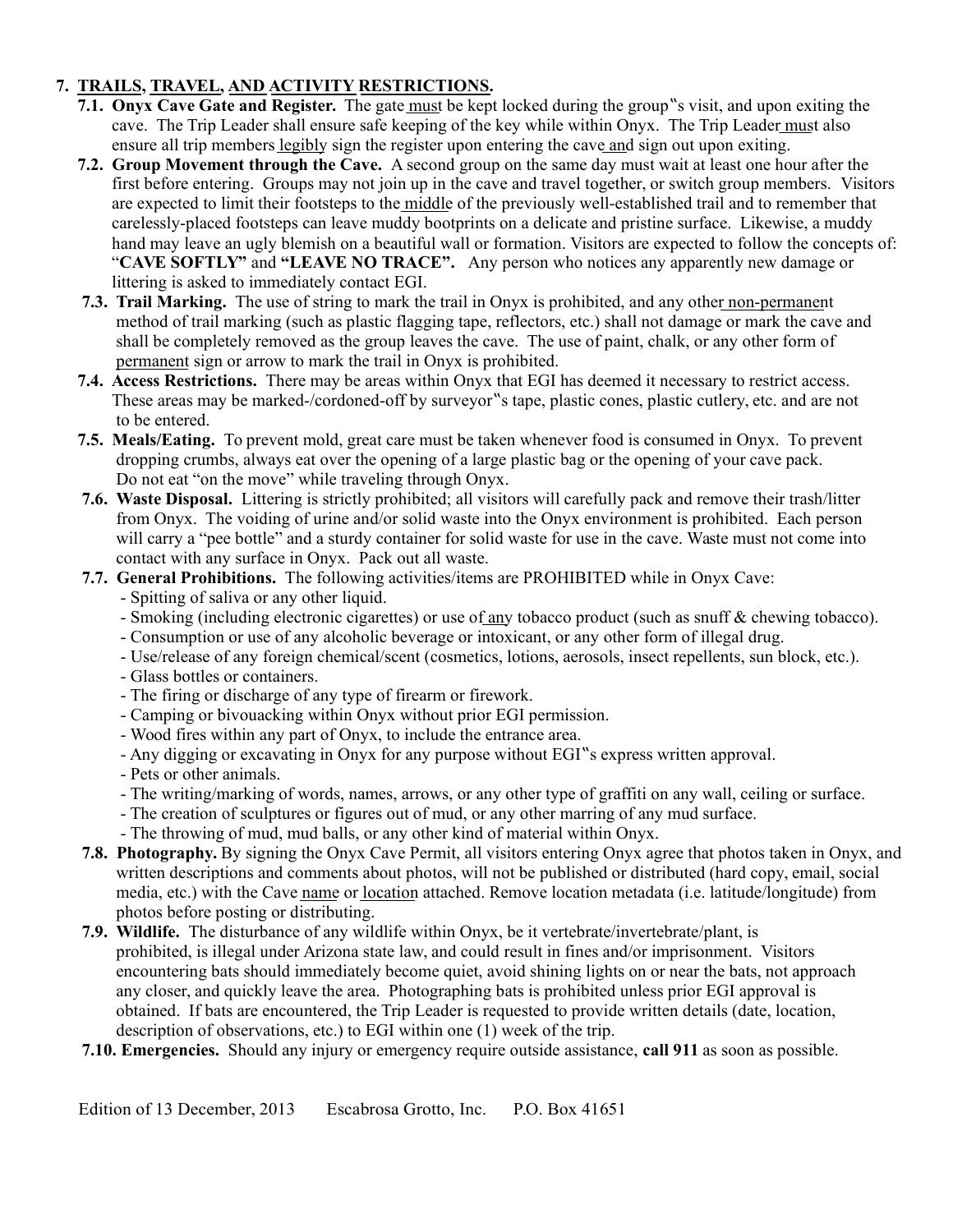## 7. TRAILS, TRAVEL, AND ACTIVITY RESTRICTIONS.

**7.1. Onyx Cave Gate and Register.** The gate must be kept locked during the group"s visit, and upon exiting the cave. The Trip Leader shall ensure safe keeping of the key while within Onyx. The Trip Leader must also ensure all trip members legibly sign the register upon entering the cave and sign out upon exiting.

**7.2. Group Movement through the Cave.** A second group on the same day must wait at least one hour after the first before entering. Groups may not join up in the cave and travel together, or switch group members. Visitors are expected to limit their footsteps to the middle of the previously well-established trail and to remember that carelessly-placed footsteps can leave muddy bootprints on a delicate and pristine surface. Likewise, a muddy hand may leave an ugly blemish on a beautiful wall or formation. Visitors are expected to follow the concepts of: "**CAVE SOFTLY"** and **"LEAVE NO TRACE".** Any person who notices any apparently new damage or littering is asked to immediately contact EGI.

**7.3. Trail Marking.** The use of string to mark the trail in Onyx is prohibited, and any other non-permanent method of trail marking (such as plastic flagging tape, reflectors, etc.) shall not damage or mark the cave and shall be completely removed as the group leaves the cave. The use of paint, chalk, or any other form of permanent sign or arrow to mark the trail in Onyx is prohibited.

**7.4. Access Restrictions.** There may be areas within Onyx that EGI has deemed it necessary to restrict access. These areas may be marked-/cordoned-off by surveyor"s tape, plastic cones, plastic cutlery, etc. and are not to be entered.

**7.5. Meals/Eating.** To prevent mold, great care must be taken whenever food is consumed in Onyx. To prevent dropping crumbs, always eat over the opening of a large plastic bag or the opening of your cave pack. Do not eat "on the move" while traveling through Onyx.

**7.6. Waste Disposal.** Littering is strictly prohibited; all visitors will carefully pack and remove their trash/litter from Onyx. The voiding of urine and/or solid waste into the Onyx environment is prohibited. Each person will carry a "pee bottle" and a sturdy container for solid waste for use in the cave. Waste must not come into contact with any surface in Onyx. Pack out all waste.

**7.7. General Prohibitions.** The following activities/items are PROHIBITED while in Onyx Cave:

- Spitting of saliva or any other liquid.
- Smoking (including electronic cigarettes) or use of any tobacco product (such as snuff & chewing tobacco).
- Consumption or use of any alcoholic beverage or intoxicant, or any other form of illegal drug.
- Use/release of any foreign chemical/scent (cosmetics, lotions, aerosols, insect repellents, sun block, etc.).
- Glass bottles or containers.
- The firing or discharge of any type of firearm or firework.
- Camping or bivouacking within Onyx without prior EGI permission.
- Wood fires within any part of Onyx, to include the entrance area.
- Any digging or excavating in Onyx for any purpose without EGI"s express written approval.
- Pets or other animals.
- The writing/marking of words, names, arrows, or any other type of graffiti on any wall, ceiling or surface.
- The creation of sculptures or figures out of mud, or any other marring of any mud surface.
- The throwing of mud, mud balls, or any other kind of material within Onyx.

**7.8. Photography.** By signing the Onyx Cave Permit, all visitors entering Onyx agree that photos taken in Onyx, and written descriptions and comments about photos, will not be published or distributed (hard copy, email, social media, etc.) with the Cave name or location attached. Remove location metadata (i.e. latitude/longitude) from photos before posting or distributing.

**7.9. Wildlife.** The disturbance of any wildlife within Onyx, be it vertebrate/invertebrate/plant, is prohibited, is illegal under Arizona state law, and could result in fines and/or imprisonment. Visitors encountering bats should immediately become quiet, avoid shining lights on or near the bats, not approach any closer, and quickly leave the area. Photographing bats is prohibited unless prior EGI approval is obtained. If bats are encountered, the Trip Leader is requested to provide written details (date, location, description of observations, etc.) to EGI within one (1) week of the trip.

**7.10. Emergencies.** Should any injury or emergency require outside assistance, **call 911** as soon as possible.

Edition of 13 December, 2013 Escabrosa Grotto, Inc. P.O. Box 41651